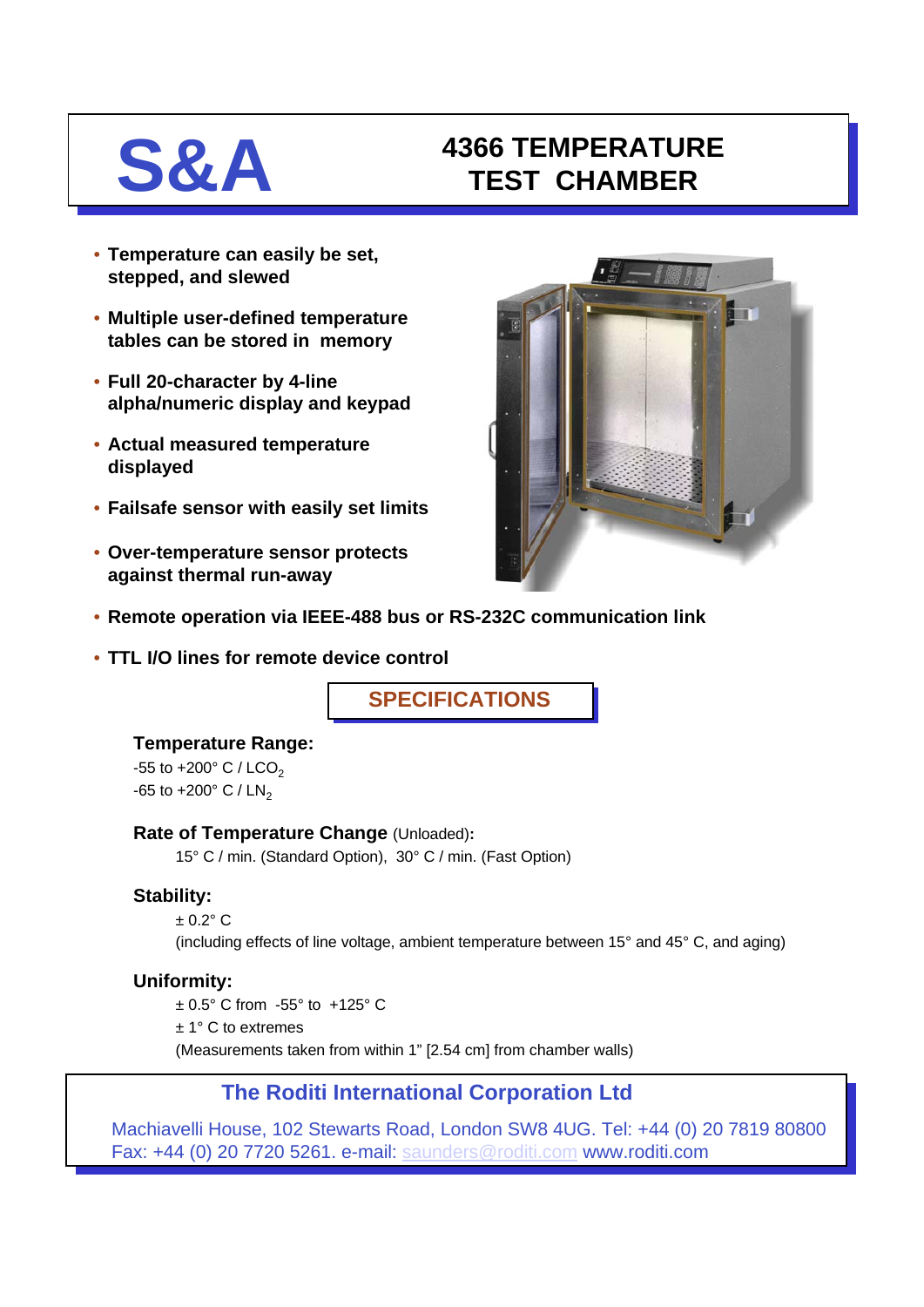# S&A

# 4366 TEMPERATURE TEST CHAMBER

- **Temperature can easily be set, stepped, and slewed**
- **Multiple user-defined temperature tables can be stored in memory**
- **Full 20-character by 4-line alpha/numeric display and keypad**
- **Actual measured temperature displayed**
- **Failsafe sensor with easily set limits**
- **Over-temperature sensor protects against thermal run-away**
- **Remote operation via IEEE-488 bus or RS-232C communication link**
- **TTL I/O lines for remote device control**

## SPECIFICATIONS

### Temperature Range:

-55 to +200° C / $LCO_2$

-65 to +200° C / $LN_2$

### Rate of Temperature Change (Unloaded):

15° C / min. (Standard Option), 30° C / min. (Fast Option)

### Stability:

± 0.2° C

(including effects of line voltage, ambient temperature between 15° and 45° C, and aging)

### Uniformity:

± 0.5° C from -55° to +125° C

± 1° C to extremes

(Measurements taken from within 1" [2.54 cm] from chamber walls)

**The Roditi International Corporation Ltd**

Machiavelli House, 102 Stewarts Road, London SW8 4UG. Tel: +44 (0) 20 7819 80800
Fax: +44 (0) 20 7720 5261. e-mail: saunders@roditi.com www.roditi.com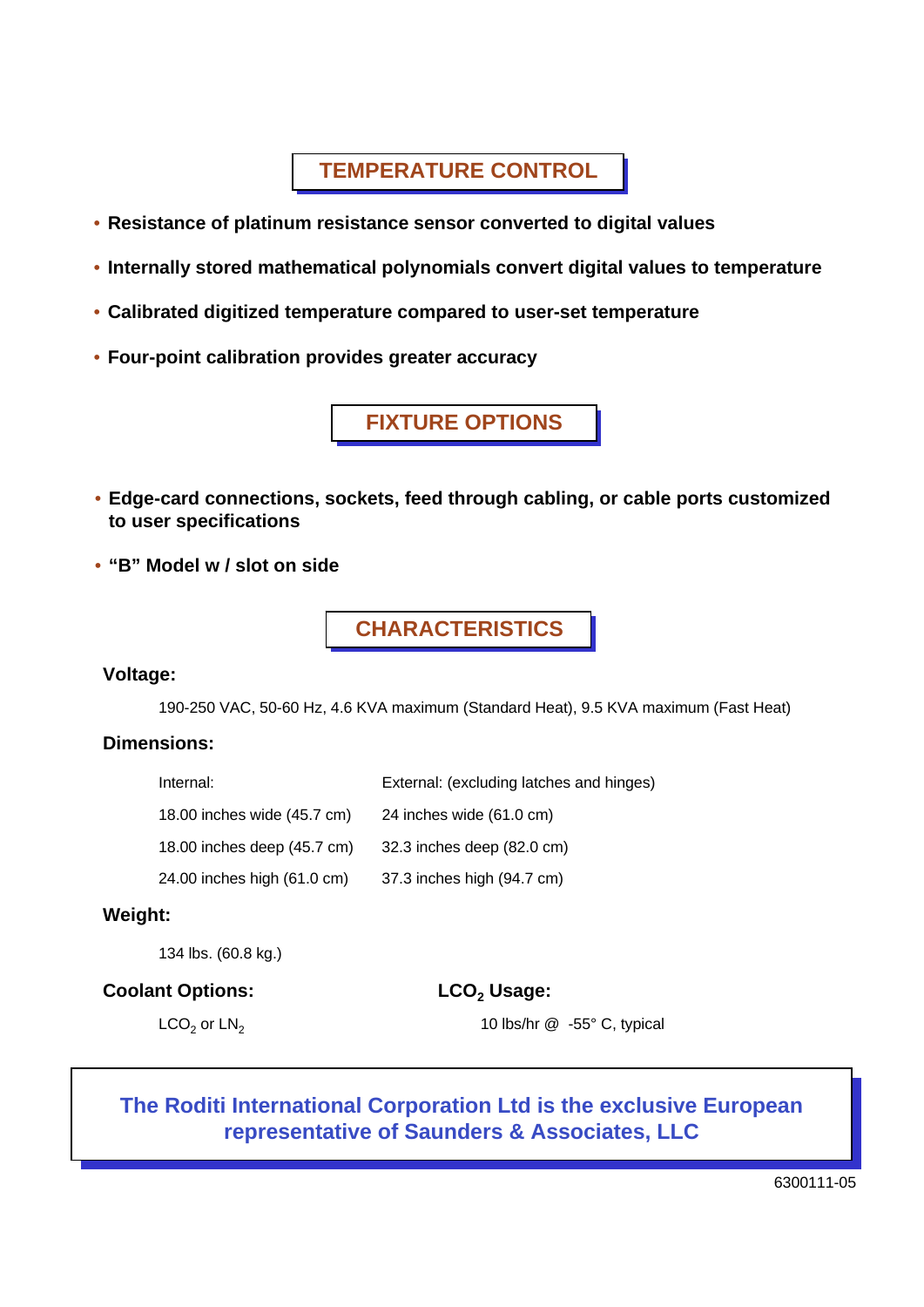## TEMPERATURE CONTROL

- **Resistance of platinum resistance sensor converted to digital values**
- **Internally stored mathematical polynomials convert digital values to temperature**
- **Calibrated digitized temperature compared to user-set temperature**
- **Four-point calibration provides greater accuracy**

## FIXTURE OPTIONS

- **Edge-card connections, sockets, feed through cabling, or cable ports customized to user specifications**
- **"B" Model w / slot on side**

## CHARACTERISTICS

**Voltage:**

190-250 VAC, 50-60 Hz, 4.6 KVA maximum (Standard Heat), 9.5 KVA maximum (Fast Heat)

**Dimensions:**

| Internal: | External: (excluding latches and hinges) |
|---|---|
| 18.00 inches wide (45.7 cm) | 24 inches wide (61.0 cm) |
| 18.00 inches deep (45.7 cm) | 32.3 inches deep (82.0 cm) |
| 24.00 inches high (61.0 cm) | 37.3 inches high (94.7 cm) |

**Weight:**

134 lbs. (60.8 kg.)

**Coolant Options:**

$LCO_2$ or $LN_2$

**$LCO_2$ Usage:**

10 lbs/hr @ -55° C, typical

**The Roditi International Corporation Ltd is the exclusive European representative of Saunders & Associates, LLC**

6300111-05